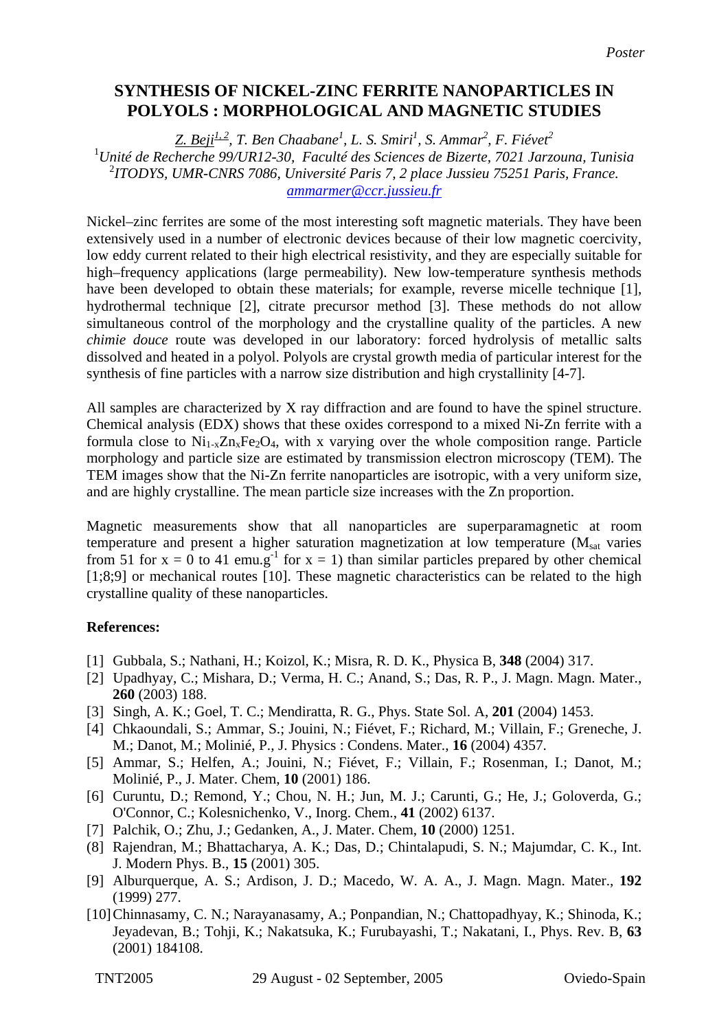*Poster*

# SYNTHESIS OF NICKEL-ZINC FERRITE NANOPARTICLES IN POLYOLS : MORPHOLOGICAL AND MAGNETIC STUDIES

*Z. Beji*[1,2]*, T. Ben Chaabane*[1]*, L. S. Smiri*[1]*, S. Ammar*[2]*, F. Fiévet*[2]

[1]*Unité de Recherche 99/UR12-30, Faculté des Sciences de Bizerte, 7021 Jarzouna, Tunisia*
[2]*ITODYS, UMR-CNRS 7086, Université Paris 7, 2 place Jussieu 75251 Paris, France.*
ammarmer@ccr.jussieu.fr

Nickel–zinc ferrites are some of the most interesting soft magnetic materials. They have been extensively used in a number of electronic devices because of their low magnetic coercivity, low eddy current related to their high electrical resistivity, and they are especially suitable for high–frequency applications (large permeability). New low-temperature synthesis methods have been developed to obtain these materials; for example, reverse micelle technique [1], hydrothermal technique [2], citrate precursor method [3]. These methods do not allow simultaneous control of the morphology and the crystalline quality of the particles. A new *chimie douce* route was developed in our laboratory: forced hydrolysis of metallic salts dissolved and heated in a polyol. Polyols are crystal growth media of particular interest for the synthesis of fine particles with a narrow size distribution and high crystallinity [4-7].

All samples are characterized by X ray diffraction and are found to have the spinel structure. Chemical analysis (EDX) shows that these oxides correspond to a mixed Ni-Zn ferrite with a formula close to $Ni_{1-x}Zn_xFe_2O_4$, with x varying over the whole composition range. Particle morphology and particle size are estimated by transmission electron microscopy (TEM). The TEM images show that the Ni-Zn ferrite nanoparticles are isotropic, with a very uniform size, and are highly crystalline. The mean particle size increases with the Zn proportion.

Magnetic measurements show that all nanoparticles are superparamagnetic at room temperature and present a higher saturation magnetization at low temperature ($M_{sat}$ varies from 51 for $x = 0$ to 41 emu.g$^{-1}$ for $x = 1$) than similar particles prepared by other chemical [1;8;9] or mechanical routes [10]. These magnetic characteristics can be related to the high crystalline quality of these nanoparticles.

**References:**

[1] Gubbala, S.; Nathani, H.; Koizol, K.; Misra, R. D. K., Physica B, **348** (2004) 317.
[2] Upadhyay, C.; Mishara, D.; Verma, H. C.; Anand, S.; Das, R. P., J. Magn. Magn. Mater., **260** (2003) 188.
[3] Singh, A. K.; Goel, T. C.; Mendiratta, R. G., Phys. State Sol. A, **201** (2004) 1453.
[4] Chkaoundali, S.; Ammar, S.; Jouini, N.; Fiévet, F.; Richard, M.; Villain, F.; Greneche, J. M.; Danot, M.; Molinié, P., J. Physics : Condens. Mater., **16** (2004) 4357.
[5] Ammar, S.; Helfen, A.; Jouini, N.; Fiévet, F.; Villain, F.; Rosenman, I.; Danot, M.; Molinié, P., J. Mater. Chem, **10** (2001) 186.
[6] Curuntu, D.; Remond, Y.; Chou, N. H.; Jun, M. J.; Caruntі, G.; He, J.; Goloverda, G.; O'Connor, C.; Kolesnichenko, V., Inorg. Chem., **41** (2002) 6137.
[7] Palchik, O.; Zhu, J.; Gedanken, A., J. Mater. Chem, **10** (2000) 1251.
[8] Rajendran, M.; Bhattacharya, A. K.; Das, D.; Chintalapudi, S. N.; Majumdar, C. K., Int. J. Modern Phys. B., **15** (2001) 305.
[9] Alburquerque, A. S.; Ardison, J. D.; Macedo, W. A. A., J. Magn. Magn. Mater., **192** (1999) 277.
[10] Chinnasamy, C. N.; Narayanasamy, A.; Ponpandian, N.; Chattopadhyay, K.; Shinoda, K.; Jeyadevan, B.; Tohji, K.; Nakatsuka, K.; Furubayashi, T.; Nakatani, I., Phys. Rev. B, **63** (2001) 184108.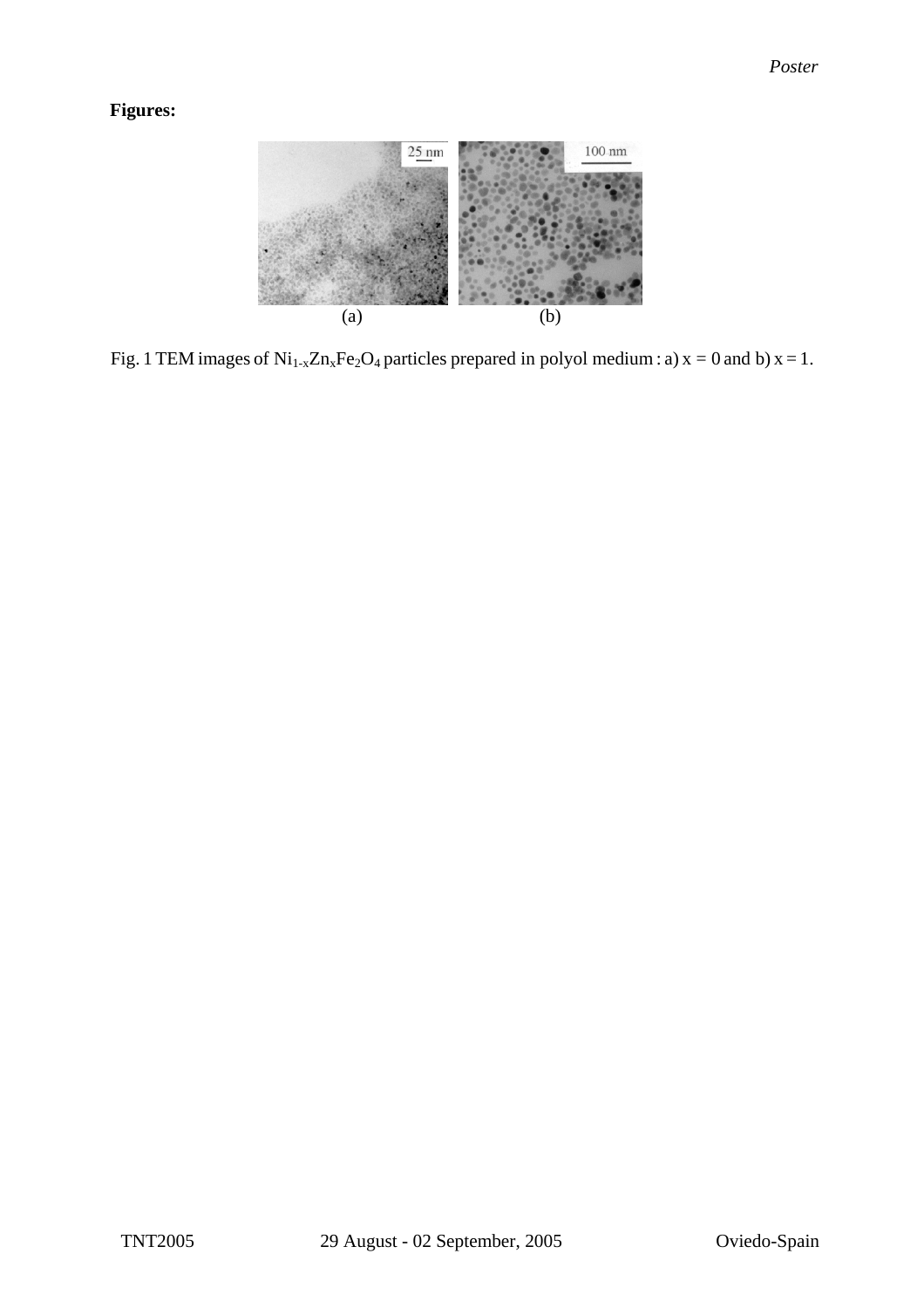**Figures:**

25 nm

100 nm

(a)

(b)

Fig. 1 TEM images of $Ni_{1-x}Zn_xFe_2O_4$ particles prepared in polyol medium : a) x = 0 and b) x = 1.